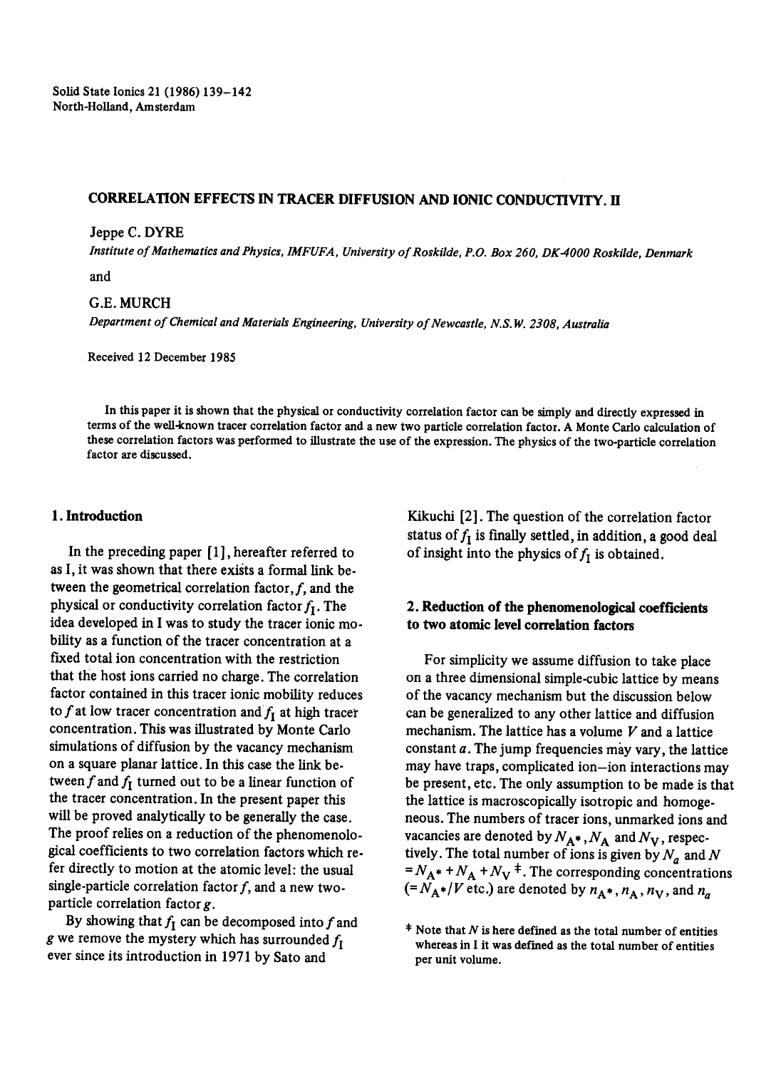# CORRELATION EFFECTS IN TRACER DIFFUSION AND IONIC CONDUCTIVITY. II

Jeppe C. DYRE

*Institute of Mathematics and Physics, IMFUFA, University of Roskilde, P.O. Box 260, DK-4000 Roskilde, Denmark*

and

G.E. MURCH

*Department of Chemical and Materials Engineering, University of Newcastle, N.S.W. 2308, Australia*

Received 12 December 1985

In this paper it is shown that the physical or conductivity correlation factor can be simply and directly expressed in terms of the well-known tracer correlation factor and a new two particle correlation factor. A Monte Carlo calculation of these correlation factors was performed to illustrate the use of the expression. The physics of the two-particle correlation factor are discussed.

## 1. Introduction

In the preceding paper [1], hereafter referred to as I, it was shown that there exists a formal link between the geometrical correlation factor, $f$, and the physical or conductivity correlation factor $f_I$. The idea developed in I was to study the tracer ionic mobility as a function of the tracer concentration at a fixed total ion concentration with the restriction that the host ions carried no charge. The correlation factor contained in this tracer ionic mobility reduces to $f$ at low tracer concentration and $f_I$ at high tracer concentration. This was illustrated by Monte Carlo simulations of diffusion by the vacancy mechanism on a square planar lattice. In this case the link between $f$ and $f_I$ turned out to be a linear function of the tracer concentration. In the present paper this will be proved analytically to be generally the case. The proof relies on a reduction of the phenomenological coefficients to two correlation factors which refer directly to motion at the atomic level: the usual single-particle correlation factor $f$, and a new two-particle correlation factor $g$.

By showing that $f_I$ can be decomposed into $f$ and $g$ we remove the mystery which has surrounded $f_I$ ever since its introduction in 1971 by Sato and Kikuchi [2]. The question of the correlation factor status of $f_I$ is finally settled, in addition, a good deal of insight into the physics of $f_I$ is obtained.

## 2. Reduction of the phenomenological coefficients to two atomic level correlation factors

For simplicity we assume diffusion to take place on a three dimensional simple-cubic lattice by means of the vacancy mechanism but the discussion below can be generalized to any other lattice and diffusion mechanism. The lattice has a volume $V$ and a lattice constant $a$. The jump frequencies may vary, the lattice may have traps, complicated ion–ion interactions may be present, etc. The only assumption to be made is that the lattice is macroscopically isotropic and homogeneous. The numbers of tracer ions, unmarked ions and vacancies are denoted by $N_{A^*}$, $N_A$ and $N_V$, respectively. The total number of ions is given by $N_a$ and $N = N_{A^*} + N_A + N_V$ ‡. The corresponding concentrations ($= N_{A^*}/V$ etc.) are denoted by $n_{A^*}$, $n_A$, $n_V$, and $n_a$

‡ Note that $N$ is here defined as the total number of entities whereas in I it was defined as the total number of entities per unit volume.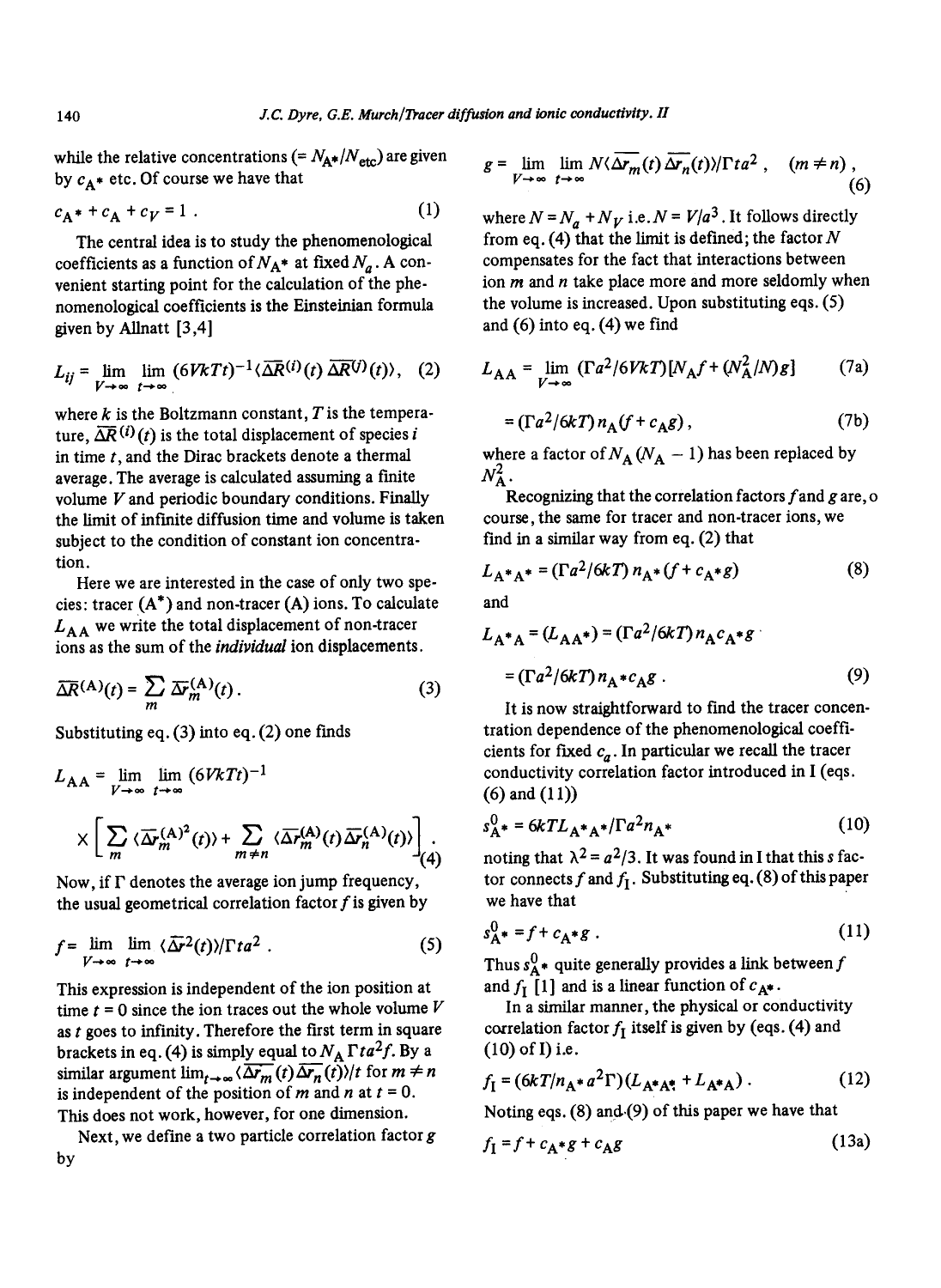while the relative concentrations (= $N_{A^*}/N_{etc}$) are given by $c_{A^*}$ etc. Of course we have that

$$c_{A^*} + c_A + c_V = 1 . \tag{1}$$

The central idea is to study the phenomenological coefficients as a function of $N_{A^*}$ at fixed $N_a$. A convenient starting point for the calculation of the phenomenological coefficients is the Einsteinian formula given by Allnatt [3,4]

$$L_{ij} = \lim_{V\to\infty} \lim_{t\to\infty} (6VkTt)^{-1} \langle \overline{\Delta R}^{(i)}(t)\, \overline{\Delta R}^{(j)}(t)\rangle, \tag{2}$$

where $k$ is the Boltzmann constant, $T$ is the temperature, $\overline{\Delta R}^{(i)}(t)$ is the total displacement of species $i$ in time $t$, and the Dirac brackets denote a thermal average. The average is calculated assuming a finite volume $V$ and periodic boundary conditions. Finally the limit of infinite diffusion time and volume is taken subject to the condition of constant ion concentration.

Here we are interested in the case of only two species: tracer ($A^*$) and non-tracer (A) ions. To calculate $L_{AA}$ we write the total displacement of non-tracer ions as the sum of the *individual* ion displacements.

$$\overline{\Delta R}^{(A)}(t) = \sum_m \overline{\Delta r}_m^{(A)}(t) . \tag{3}$$

Substituting eq. (3) into eq. (2) one finds

$$L_{AA} = \lim_{V\to\infty} \lim_{t\to\infty} (6VkTt)^{-1} \times \left[ \sum_m \langle \overline{\Delta r}_m^{(A)2}(t)\rangle + \sum_{m\neq n} \langle \overline{\Delta r}_m^{(A)}(t)\, \overline{\Delta r}_n^{(A)}(t)\rangle \right] . \tag{4}$$

Now, if $\Gamma$ denotes the average ion jump frequency, the usual geometrical correlation factor $f$ is given by

$$f = \lim_{V\to\infty} \lim_{t\to\infty} \langle \overline{\Delta r}^2(t)\rangle / \Gamma t a^2 . \tag{5}$$

This expression is independent of the ion position at time $t = 0$ since the ion traces out the whole volume $V$ as $t$ goes to infinity. Therefore the first term in square brackets in eq. (4) is simply equal to $N_A \Gamma t a^2 f$. By a similar argument $\lim_{t\to\infty} \langle \overline{\Delta r}_m(t)\, \overline{\Delta r}_n(t)\rangle / t$ for $m \neq n$ is independent of the position of $m$ and $n$ at $t = 0$. This does not work, however, for one dimension.

Next, we define a two particle correlation factor $g$ by

$$g = \lim_{V\to\infty} \lim_{t\to\infty} N \langle \overline{\Delta r}_m(t)\, \overline{\Delta r}_n(t)\rangle / \Gamma t a^2 , \quad (m \neq n) , \tag{6}$$

where $N = N_a + N_V$ i.e. $N = V/a^3$. It follows directly from eq. (4) that the limit is defined; the factor $N$ compensates for the fact that interactions between ion $m$ and $n$ take place more and more seldomly when the volume is increased. Upon substituting eqs. (5) and (6) into eq. (4) we find

$$L_{AA} = \lim_{V\to\infty} (\Gamma a^2/6VkT)[N_A f + (N_A^2/N) g] \tag{7a}$$

$$= (\Gamma a^2/6kT)\, n_A (f + c_A g) , \tag{7b}$$

where a factor of $N_A(N_A - 1)$ has been replaced by $N_A^2$.

Recognizing that the correlation factors $f$ and $g$ are, o course, the same for tracer and non-tracer ions, we find in a similar way from eq. (2) that

$$L_{A^*A^*} = (\Gamma a^2/6kT)\, n_{A^*} (f + c_{A^*} g) \tag{8}$$

and

$$L_{A^*A} = (L_{AA^*}) = (\Gamma a^2/6kT)\, n_A c_{A^*} g$$

$$= (\Gamma a^2/6kT)\, n_{A^*} c_A g . \tag{9}$$

It is now straightforward to find the tracer concentration dependence of the phenomenological coefficients for fixed $c_a$. In particular we recall the tracer conductivity correlation factor introduced in I (eqs. (6) and (11))

$$s_{A^*}^0 = 6kT L_{A^*A^*} / \Gamma a^2 n_{A^*} \tag{10}$$

noting that $\lambda^2 = a^2/3$. It was found in I that this $s$ factor connects $f$ and $f_I$. Substituting eq. (8) of this paper we have that

$$s_{A^*}^0 = f + c_{A^*} g . \tag{11}$$

Thus $s_{A^*}^0$ quite generally provides a link between $f$ and $f_I$ [1] and is a linear function of $c_{A^*}$.

In a similar manner, the physical or conductivity correlation factor $f_I$ itself is given by (eqs. (4) and (10) of I) i.e.

$$f_I = (6kT/n_{A^*} a^2 \Gamma)(L_{A^*A^*} + L_{A^*A}) . \tag{12}$$

Noting eqs. (8) and (9) of this paper we have that

$$f_I = f + c_{A^*} g + c_A g \tag{13a}$$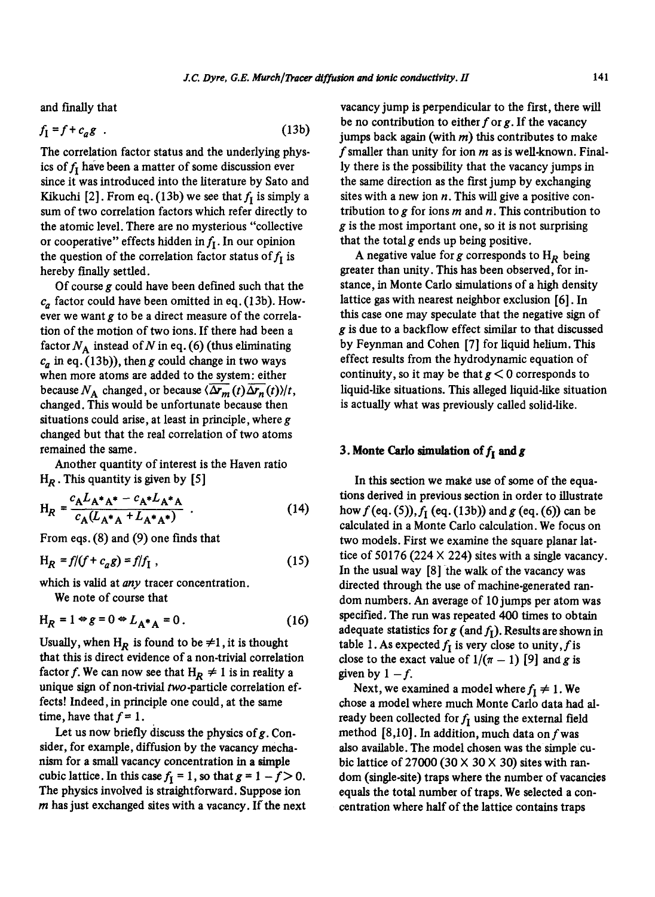and finally that

$$f_\mathrm{I} = f + c_a g \ . \tag{13b}$$

The correlation factor status and the underlying physics of $f_\mathrm{I}$ have been a matter of some discussion ever since it was introduced into the literature by Sato and Kikuchi [2]. From eq. (13b) we see that $f_\mathrm{I}$ is simply a sum of two correlation factors which refer directly to the atomic level. There are no mysterious "collective or cooperative" effects hidden in $f_\mathrm{I}$. In our opinion the question of the correlation factor status of $f_\mathrm{I}$ is hereby finally settled.

Of course $g$ could have been defined such that the $c_a$ factor could have been omitted in eq. (13b). However we want $g$ to be a direct measure of the correlation of the motion of two ions. If there had been a factor $N_\mathrm{A}$ instead of $N$ in eq. (6) (thus eliminating $c_a$ in eq. (13b)), then $g$ could change in two ways when more atoms are added to the system: either because $N_\mathrm{A}$ changed, or because $\langle \overline{\Delta r_m}(t) \overline{\Delta r_n}(t) \rangle / t$, changed. This would be unfortunate because then situations could arise, at least in principle, where $g$ changed but that the real correlation of two atoms remained the same.

Another quantity of interest is the Haven ratio $\mathrm{H}_R$. This quantity is given by [5]

$$\mathrm{H}_R = \frac{c_\mathrm{A} L_{\mathrm{A^*A^*}} - c_{\mathrm{A^*}} L_{\mathrm{A^*A}}}{c_\mathrm{A}(L_{\mathrm{A^*A}} + L_{\mathrm{A^*A^*}})} \ . \tag{14}$$

From eqs. (8) and (9) one finds that

$$\mathrm{H}_R = f/(f + c_a g) = f/f_\mathrm{I} \ , \tag{15}$$

which is valid at *any* tracer concentration.

We note of course that

$$\mathrm{H}_R = 1 \Leftrightarrow g = 0 \Leftrightarrow L_{\mathrm{A^*A}} = 0 \ . \tag{16}$$

Usually, when $\mathrm{H}_R$ is found to be $\neq 1$, it is thought that this is direct evidence of a non-trivial correlation factor $f$. We can now see that $\mathrm{H}_R \neq 1$ is in reality a unique sign of non-trivial *two*-particle correlation effects! Indeed, in principle one could, at the same time, have that $f = 1$.

Let us now briefly discuss the physics of $g$. Consider, for example, diffusion by the vacancy mechanism for a small vacancy concentration in a simple cubic lattice. In this case $f_\mathrm{I} = 1$, so that $g = 1 - f > 0$. The physics involved is straightforward. Suppose ion $m$ has just exchanged sites with a vacancy. If the next vacancy jump is perpendicular to the first, there will be no contribution to either $f$ or $g$. If the vacancy jumps back again (with $m$) this contributes to make $f$ smaller than unity for ion $m$ as is well-known. Finally there is the possibility that the vacancy jumps in the same direction as the first jump by exchanging sites with a new ion $n$. This will give a positive contribution to $g$ for ions $m$ and $n$. This contribution to $g$ is the most important one, so it is not surprising that the total $g$ ends up being positive.

A negative value for $g$ corresponds to $\mathrm{H}_R$ being greater than unity. This has been observed, for instance, in Monte Carlo simulations of a high density lattice gas with nearest neighbor exclusion [6]. In this case one may speculate that the negative sign of $g$ is due to a backflow effect similar to that discussed by Feynman and Cohen [7] for liquid helium. This effect results from the hydrodynamic equation of continuity, so it may be that $g < 0$ corresponds to liquid-like situations. This alleged liquid-like situation is actually what was previously called solid-like.

## 3. Monte Carlo simulation of $f_\mathrm{I}$ and $g$

In this section we make use of some of the equations derived in previous section in order to illustrate how $f$ (eq. (5)), $f_\mathrm{I}$ (eq. (13b)) and $g$ (eq. (6)) can be calculated in a Monte Carlo calculation. We focus on two models. First we examine the square planar lattice of 50176 (224 × 224) sites with a single vacancy. In the usual way [8] the walk of the vacancy was directed through the use of machine-generated random numbers. An average of 10 jumps per atom was specified. The run was repeated 400 times to obtain adequate statistics for $g$ (and $f_\mathrm{I}$). Results are shown in table 1. As expected $f_\mathrm{I}$ is very close to unity, $f$ is close to the exact value of $1/(\pi - 1)$ [9] and $g$ is given by $1 - f$.

Next, we examined a model where $f_\mathrm{I} \neq 1$. We chose a model where much Monte Carlo data had already been collected for $f_\mathrm{I}$ using the external field method [8,10]. In addition, much data on $f$ was also available. The model chosen was the simple cubic lattice of 27000 (30 × 30 × 30) sites with random (single-site) traps where the number of vacancies equals the total number of traps. We selected a concentration where half of the lattice contains traps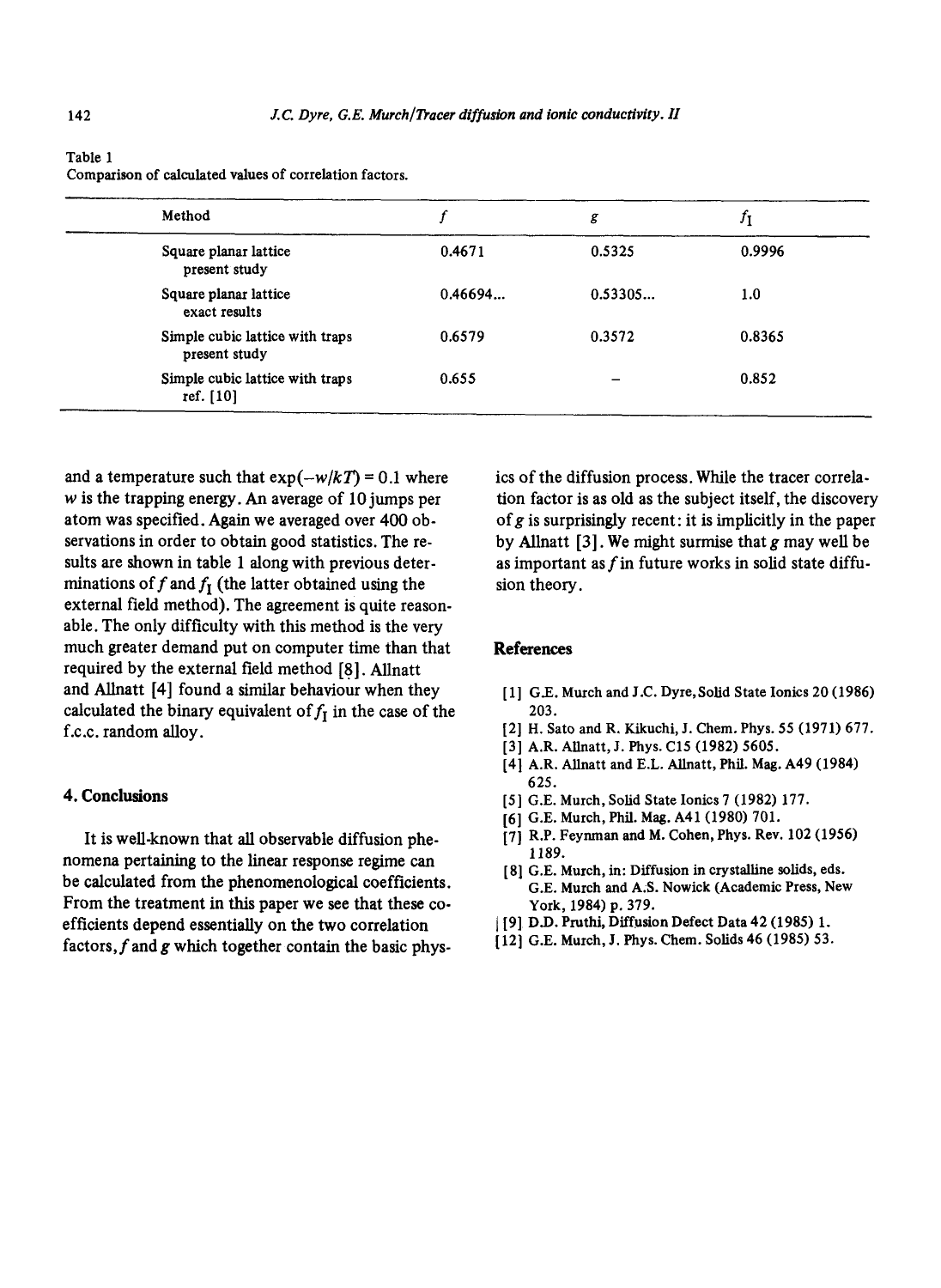Table 1
Comparison of calculated values of correlation factors.

| Method | $f$ | $g$ | $f_I$ |
|---|---|---|---|
| Square planar lattice present study | 0.4671 | 0.5325 | 0.9996 |
| Square planar lattice exact results | 0.46694... | 0.53305... | 1.0 |
| Simple cubic lattice with traps present study | 0.6579 | 0.3572 | 0.8365 |
| Simple cubic lattice with traps ref. [10] | 0.655 | – | 0.852 |

and a temperature such that $\exp(-w/kT) = 0.1$ where $w$ is the trapping energy. An average of 10 jumps per atom was specified. Again we averaged over 400 observations in order to obtain good statistics. The results are shown in table 1 along with previous determinations of $f$ and $f_I$ (the latter obtained using the external field method). The agreement is quite reasonable. The only difficulty with this method is the very much greater demand put on computer time than that required by the external field method [8]. Allnatt and Allnatt [4] found a similar behaviour when they calculated the binary equivalent of $f_I$ in the case of the f.c.c. random alloy.

## 4. Conclusions

It is well-known that all observable diffusion phenomena pertaining to the linear response regime can be calculated from the phenomenological coefficients. From the treatment in this paper we see that these coefficients depend essentially on the two correlation factors, $f$ and $g$ which together contain the basic physics of the diffusion process. While the tracer correlation factor is as old as the subject itself, the discovery of $g$ is surprisingly recent: it is implicitly in the paper by Allnatt [3]. We might surmise that $g$ may well be as important as $f$ in future works in solid state diffusion theory.

## References

[1] G.E. Murch and J.C. Dyre, Solid State Ionics 20 (1986) 203.
[2] H. Sato and R. Kikuchi, J. Chem. Phys. 55 (1971) 677.
[3] A.R. Allnatt, J. Phys. C15 (1982) 5605.
[4] A.R. Allnatt and E.L. Allnatt, Phil. Mag. A49 (1984) 625.
[5] G.E. Murch, Solid State Ionics 7 (1982) 177.
[6] G.E. Murch, Phil. Mag. A41 (1980) 701.
[7] R.P. Feynman and M. Cohen, Phys. Rev. 102 (1956) 1189.
[8] G.E. Murch, in: Diffusion in crystalline solids, eds. G.E. Murch and A.S. Nowick (Academic Press, New York, 1984) p. 379.
[9] D.D. Pruthi, Diffusion Defect Data 42 (1985) 1.
[12] G.E. Murch, J. Phys. Chem. Solids 46 (1985) 53.